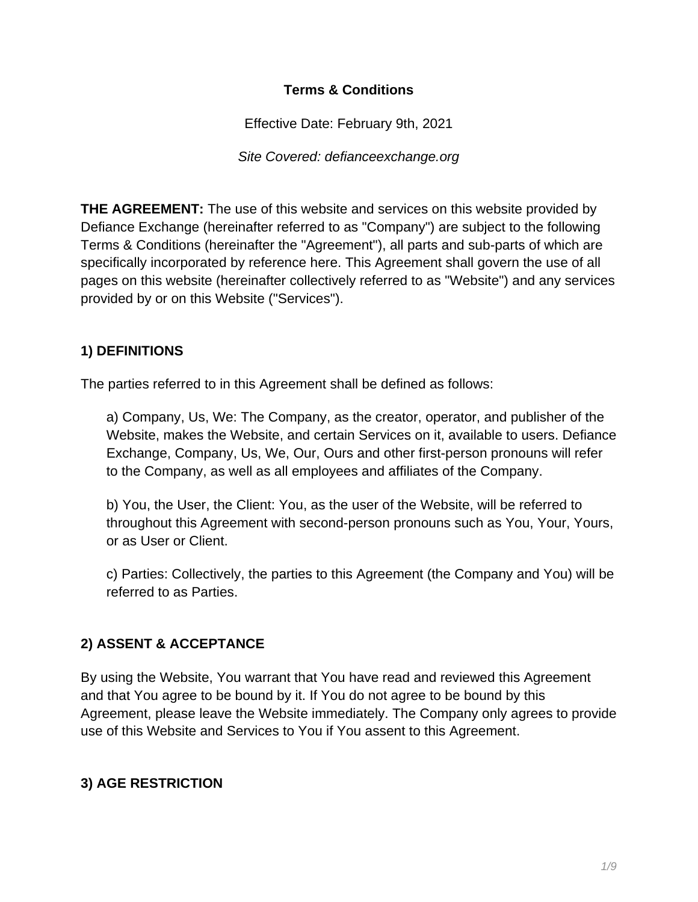# Terms & Conditions

Effective Date: February 9th, 2021

*Site Covered: defianceexchange.org*

**THE AGREEMENT:** The use of this website and services on this website provided by Defiance Exchange (hereinafter referred to as "Company") are subject to the following Terms & Conditions (hereinafter the "Agreement"), all parts and sub-parts of which are specifically incorporated by reference here. This Agreement shall govern the use of all pages on this website (hereinafter collectively referred to as "Website") and any services provided by or on this Website ("Services").

## 1) DEFINITIONS

The parties referred to in this Agreement shall be defined as follows:

a) Company, Us, We: The Company, as the creator, operator, and publisher of the Website, makes the Website, and certain Services on it, available to users. Defiance Exchange, Company, Us, We, Our, Ours and other first-person pronouns will refer to the Company, as well as all employees and affiliates of the Company.

b) You, the User, the Client: You, as the user of the Website, will be referred to throughout this Agreement with second-person pronouns such as You, Your, Yours, or as User or Client.

c) Parties: Collectively, the parties to this Agreement (the Company and You) will be referred to as Parties.

## 2) ASSENT & ACCEPTANCE

By using the Website, You warrant that You have read and reviewed this Agreement and that You agree to be bound by it. If You do not agree to be bound by this Agreement, please leave the Website immediately. The Company only agrees to provide use of this Website and Services to You if You assent to this Agreement.

## 3) AGE RESTRICTION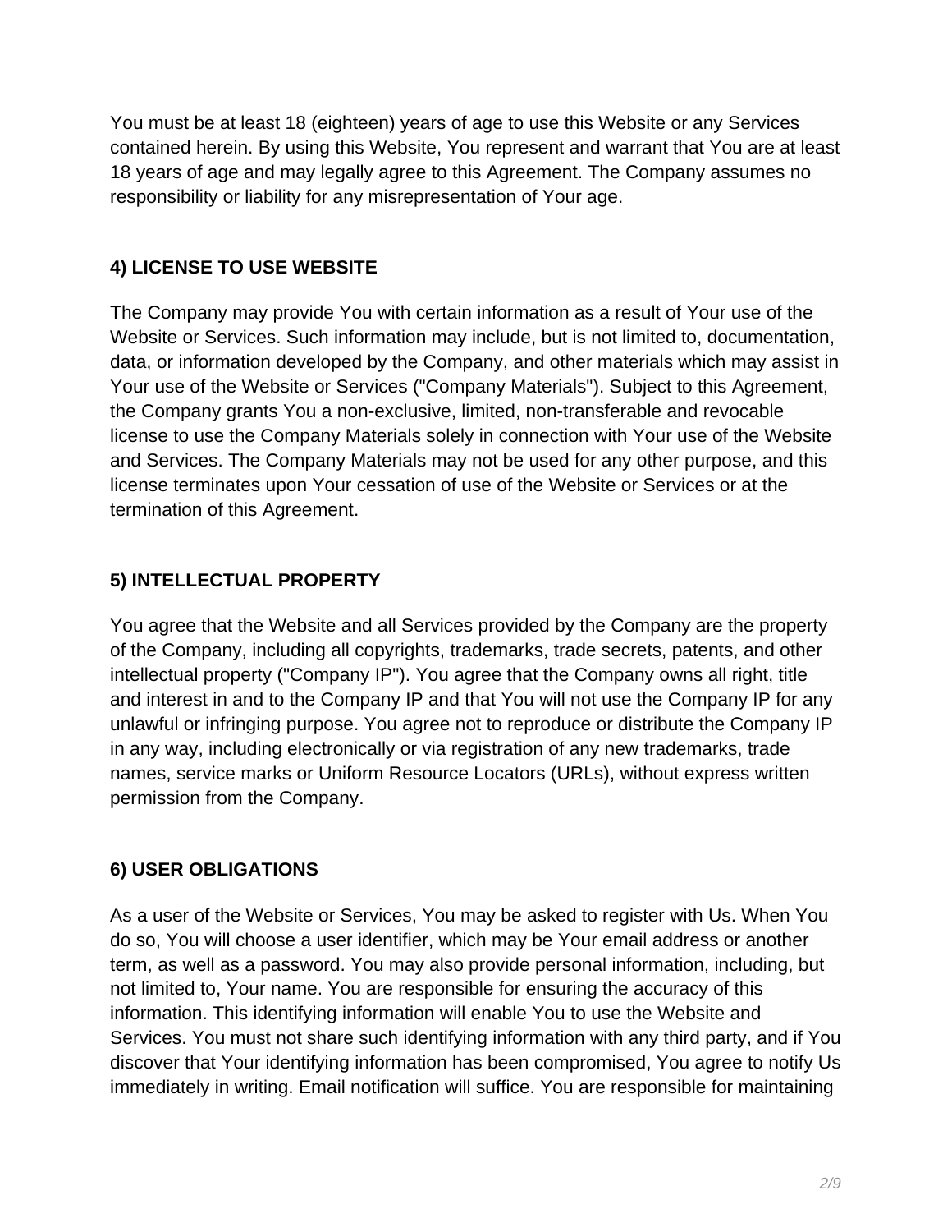You must be at least 18 (eighteen) years of age to use this Website or any Services contained herein. By using this Website, You represent and warrant that You are at least 18 years of age and may legally agree to this Agreement. The Company assumes no responsibility or liability for any misrepresentation of Your age.

## 4) LICENSE TO USE WEBSITE

The Company may provide You with certain information as a result of Your use of the Website or Services. Such information may include, but is not limited to, documentation, data, or information developed by the Company, and other materials which may assist in Your use of the Website or Services ("Company Materials"). Subject to this Agreement, the Company grants You a non-exclusive, limited, non-transferable and revocable license to use the Company Materials solely in connection with Your use of the Website and Services. The Company Materials may not be used for any other purpose, and this license terminates upon Your cessation of use of the Website or Services or at the termination of this Agreement.

## 5) INTELLECTUAL PROPERTY

You agree that the Website and all Services provided by the Company are the property of the Company, including all copyrights, trademarks, trade secrets, patents, and other intellectual property ("Company IP"). You agree that the Company owns all right, title and interest in and to the Company IP and that You will not use the Company IP for any unlawful or infringing purpose. You agree not to reproduce or distribute the Company IP in any way, including electronically or via registration of any new trademarks, trade names, service marks or Uniform Resource Locators (URLs), without express written permission from the Company.

## 6) USER OBLIGATIONS

As a user of the Website or Services, You may be asked to register with Us. When You do so, You will choose a user identifier, which may be Your email address or another term, as well as a password. You may also provide personal information, including, but not limited to, Your name. You are responsible for ensuring the accuracy of this information. This identifying information will enable You to use the Website and Services. You must not share such identifying information with any third party, and if You discover that Your identifying information has been compromised, You agree to notify Us immediately in writing. Email notification will suffice. You are responsible for maintaining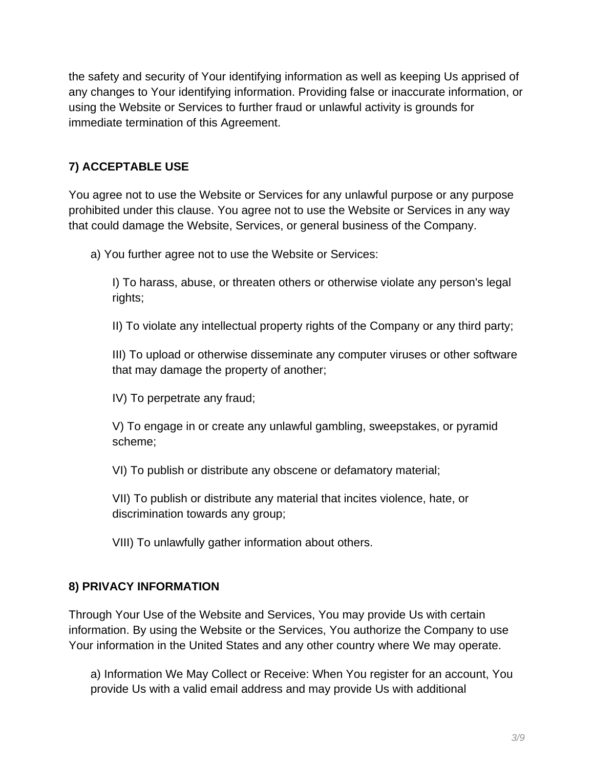the safety and security of Your identifying information as well as keeping Us apprised of any changes to Your identifying information. Providing false or inaccurate information, or using the Website or Services to further fraud or unlawful activity is grounds for immediate termination of this Agreement.

## 7) ACCEPTABLE USE

You agree not to use the Website or Services for any unlawful purpose or any purpose prohibited under this clause. You agree not to use the Website or Services in any way that could damage the Website, Services, or general business of the Company.

a) You further agree not to use the Website or Services:

I) To harass, abuse, or threaten others or otherwise violate any person's legal rights;

II) To violate any intellectual property rights of the Company or any third party;

III) To upload or otherwise disseminate any computer viruses or other software that may damage the property of another;

IV) To perpetrate any fraud;

V) To engage in or create any unlawful gambling, sweepstakes, or pyramid scheme;

VI) To publish or distribute any obscene or defamatory material;

VII) To publish or distribute any material that incites violence, hate, or discrimination towards any group;

VIII) To unlawfully gather information about others.

## 8) PRIVACY INFORMATION

Through Your Use of the Website and Services, You may provide Us with certain information. By using the Website or the Services, You authorize the Company to use Your information in the United States and any other country where We may operate.

a) Information We May Collect or Receive: When You register for an account, You provide Us with a valid email address and may provide Us with additional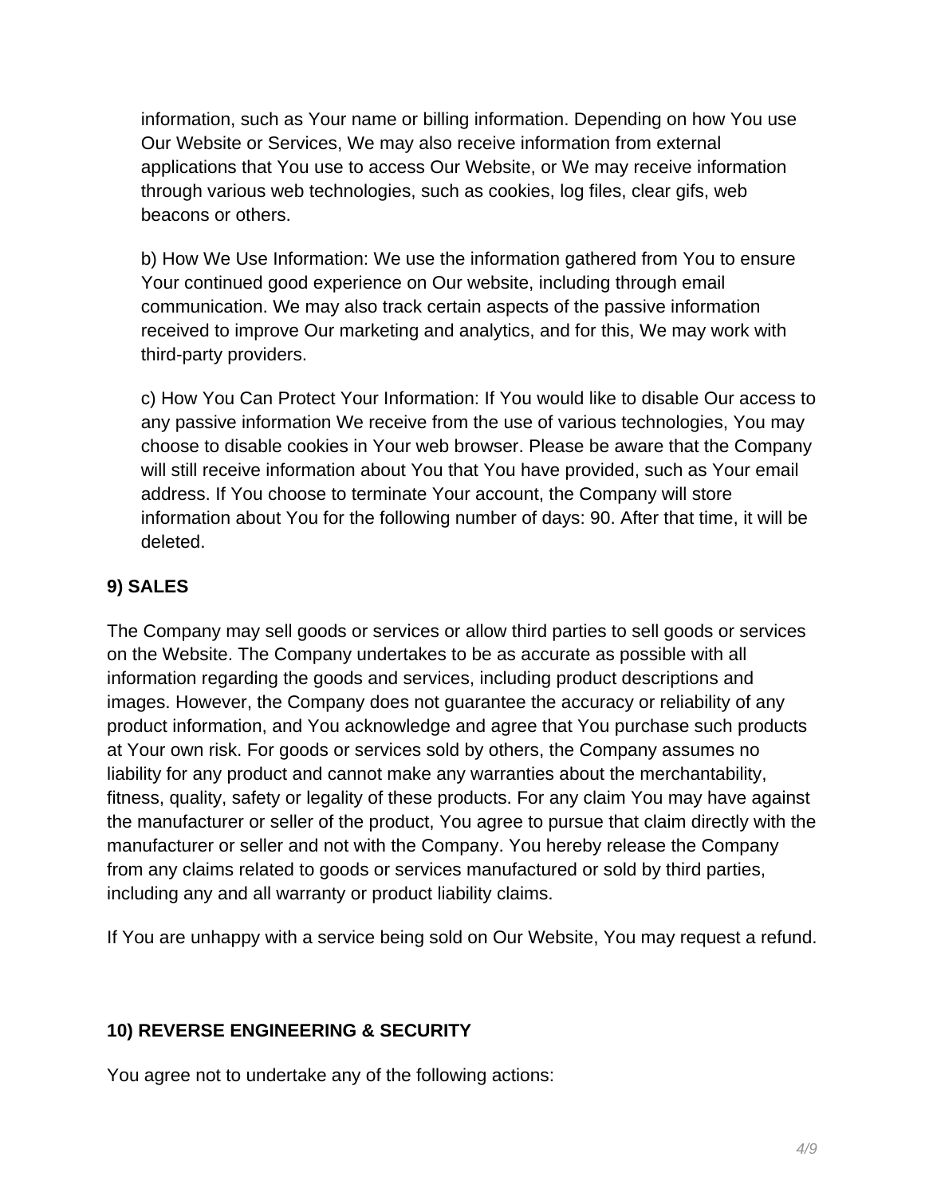information, such as Your name or billing information. Depending on how You use Our Website or Services, We may also receive information from external applications that You use to access Our Website, or We may receive information through various web technologies, such as cookies, log files, clear gifs, web beacons or others.

b) How We Use Information: We use the information gathered from You to ensure Your continued good experience on Our website, including through email communication. We may also track certain aspects of the passive information received to improve Our marketing and analytics, and for this, We may work with third-party providers.

c) How You Can Protect Your Information: If You would like to disable Our access to any passive information We receive from the use of various technologies, You may choose to disable cookies in Your web browser. Please be aware that the Company will still receive information about You that You have provided, such as Your email address. If You choose to terminate Your account, the Company will store information about You for the following number of days: 90. After that time, it will be deleted.

**9) SALES**

The Company may sell goods or services or allow third parties to sell goods or services on the Website. The Company undertakes to be as accurate as possible with all information regarding the goods and services, including product descriptions and images. However, the Company does not guarantee the accuracy or reliability of any product information, and You acknowledge and agree that You purchase such products at Your own risk. For goods or services sold by others, the Company assumes no liability for any product and cannot make any warranties about the merchantability, fitness, quality, safety or legality of these products. For any claim You may have against the manufacturer or seller of the product, You agree to pursue that claim directly with the manufacturer or seller and not with the Company. You hereby release the Company from any claims related to goods or services manufactured or sold by third parties, including any and all warranty or product liability claims.

If You are unhappy with a service being sold on Our Website, You may request a refund.

**10) REVERSE ENGINEERING & SECURITY**

You agree not to undertake any of the following actions: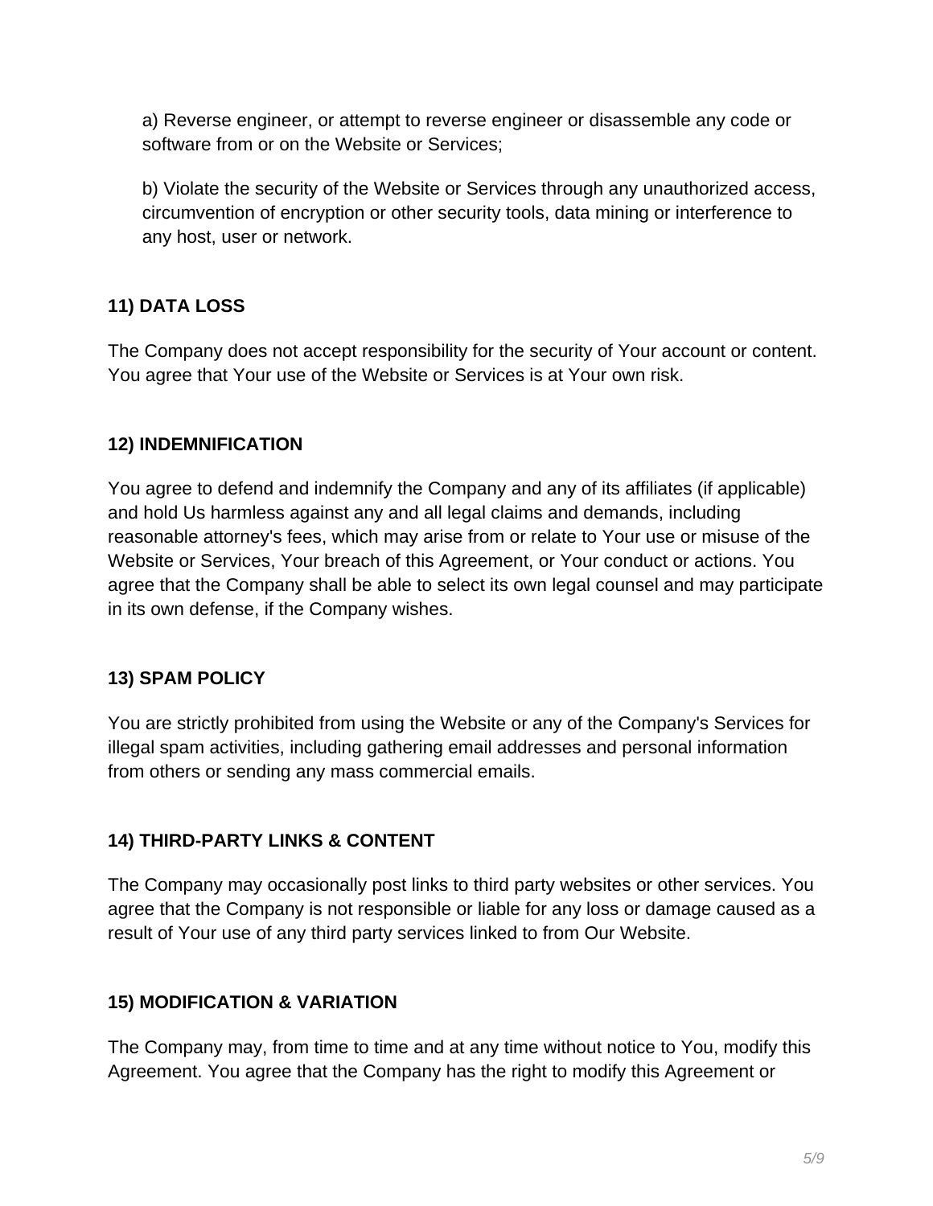a) Reverse engineer, or attempt to reverse engineer or disassemble any code or software from or on the Website or Services;

b) Violate the security of the Website or Services through any unauthorized access, circumvention of encryption or other security tools, data mining or interference to any host, user or network.

**11) DATA LOSS**

The Company does not accept responsibility for the security of Your account or content. You agree that Your use of the Website or Services is at Your own risk.

**12) INDEMNIFICATION**

You agree to defend and indemnify the Company and any of its affiliates (if applicable) and hold Us harmless against any and all legal claims and demands, including reasonable attorney's fees, which may arise from or relate to Your use or misuse of the Website or Services, Your breach of this Agreement, or Your conduct or actions. You agree that the Company shall be able to select its own legal counsel and may participate in its own defense, if the Company wishes.

**13) SPAM POLICY**

You are strictly prohibited from using the Website or any of the Company's Services for illegal spam activities, including gathering email addresses and personal information from others or sending any mass commercial emails.

**14) THIRD-PARTY LINKS & CONTENT**

The Company may occasionally post links to third party websites or other services. You agree that the Company is not responsible or liable for any loss or damage caused as a result of Your use of any third party services linked to from Our Website.

**15) MODIFICATION & VARIATION**

The Company may, from time to time and at any time without notice to You, modify this Agreement. You agree that the Company has the right to modify this Agreement or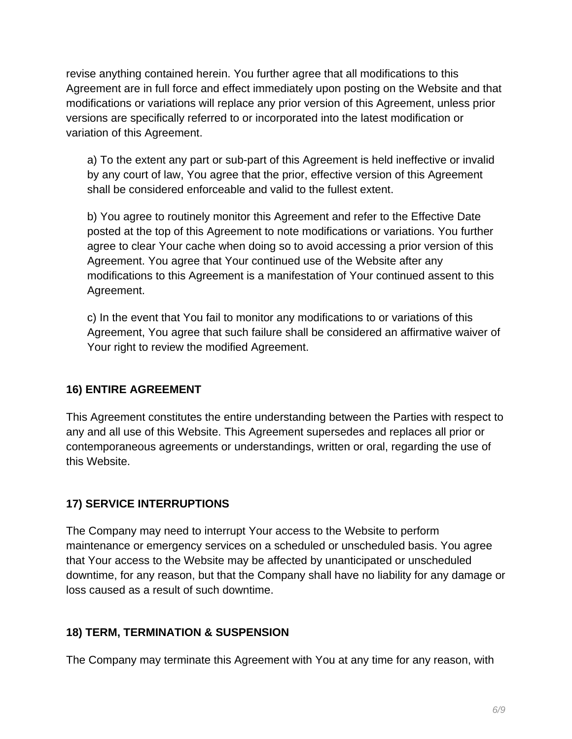revise anything contained herein. You further agree that all modifications to this Agreement are in full force and effect immediately upon posting on the Website and that modifications or variations will replace any prior version of this Agreement, unless prior versions are specifically referred to or incorporated into the latest modification or variation of this Agreement.

a) To the extent any part or sub-part of this Agreement is held ineffective or invalid by any court of law, You agree that the prior, effective version of this Agreement shall be considered enforceable and valid to the fullest extent.

b) You agree to routinely monitor this Agreement and refer to the Effective Date posted at the top of this Agreement to note modifications or variations. You further agree to clear Your cache when doing so to avoid accessing a prior version of this Agreement. You agree that Your continued use of the Website after any modifications to this Agreement is a manifestation of Your continued assent to this Agreement.

c) In the event that You fail to monitor any modifications to or variations of this Agreement, You agree that such failure shall be considered an affirmative waiver of Your right to review the modified Agreement.

## 16) ENTIRE AGREEMENT

This Agreement constitutes the entire understanding between the Parties with respect to any and all use of this Website. This Agreement supersedes and replaces all prior or contemporaneous agreements or understandings, written or oral, regarding the use of this Website.

## 17) SERVICE INTERRUPTIONS

The Company may need to interrupt Your access to the Website to perform maintenance or emergency services on a scheduled or unscheduled basis. You agree that Your access to the Website may be affected by unanticipated or unscheduled downtime, for any reason, but that the Company shall have no liability for any damage or loss caused as a result of such downtime.

## 18) TERM, TERMINATION & SUSPENSION

The Company may terminate this Agreement with You at any time for any reason, with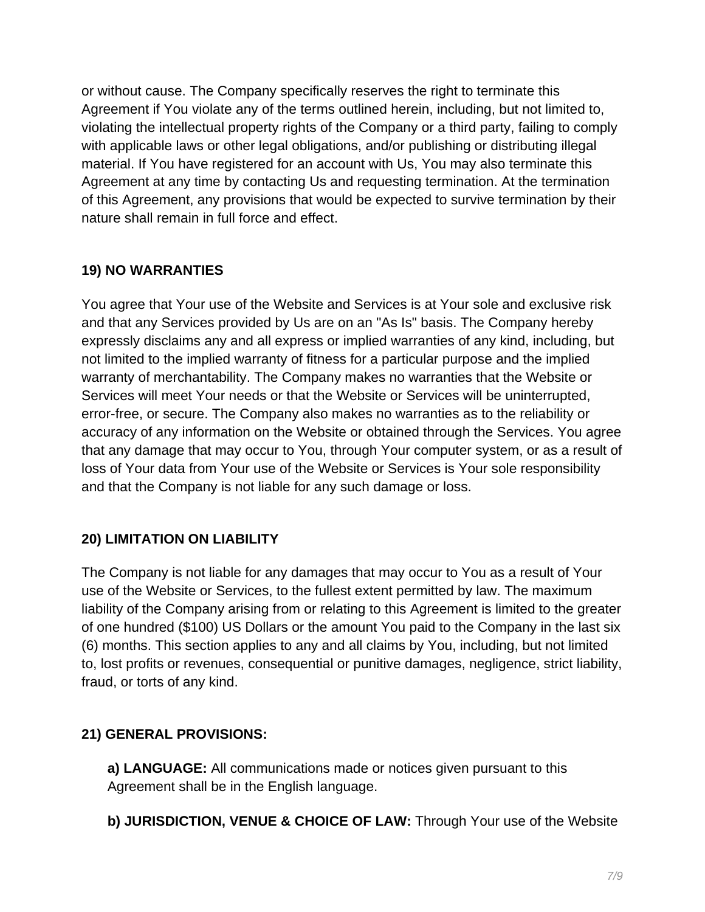or without cause. The Company specifically reserves the right to terminate this Agreement if You violate any of the terms outlined herein, including, but not limited to, violating the intellectual property rights of the Company or a third party, failing to comply with applicable laws or other legal obligations, and/or publishing or distributing illegal material. If You have registered for an account with Us, You may also terminate this Agreement at any time by contacting Us and requesting termination. At the termination of this Agreement, any provisions that would be expected to survive termination by their nature shall remain in full force and effect.

## 19) NO WARRANTIES

You agree that Your use of the Website and Services is at Your sole and exclusive risk and that any Services provided by Us are on an "As Is" basis. The Company hereby expressly disclaims any and all express or implied warranties of any kind, including, but not limited to the implied warranty of fitness for a particular purpose and the implied warranty of merchantability. The Company makes no warranties that the Website or Services will meet Your needs or that the Website or Services will be uninterrupted, error-free, or secure. The Company also makes no warranties as to the reliability or accuracy of any information on the Website or obtained through the Services. You agree that any damage that may occur to You, through Your computer system, or as a result of loss of Your data from Your use of the Website or Services is Your sole responsibility and that the Company is not liable for any such damage or loss.

## 20) LIMITATION ON LIABILITY

The Company is not liable for any damages that may occur to You as a result of Your use of the Website or Services, to the fullest extent permitted by law. The maximum liability of the Company arising from or relating to this Agreement is limited to the greater of one hundred ($100) US Dollars or the amount You paid to the Company in the last six (6) months. This section applies to any and all claims by You, including, but not limited to, lost profits or revenues, consequential or punitive damages, negligence, strict liability, fraud, or torts of any kind.

## 21) GENERAL PROVISIONS:

**a) LANGUAGE:** All communications made or notices given pursuant to this Agreement shall be in the English language.

**b) JURISDICTION, VENUE & CHOICE OF LAW:** Through Your use of the Website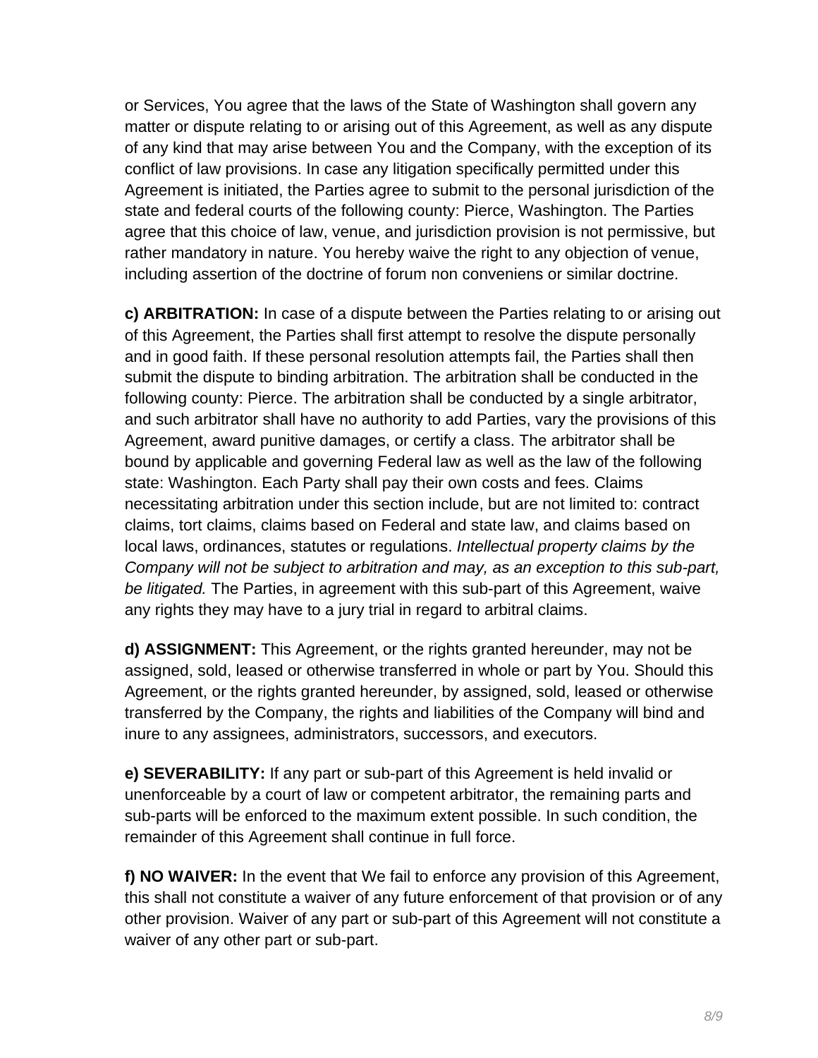or Services, You agree that the laws of the State of Washington shall govern any matter or dispute relating to or arising out of this Agreement, as well as any dispute of any kind that may arise between You and the Company, with the exception of its conflict of law provisions. In case any litigation specifically permitted under this Agreement is initiated, the Parties agree to submit to the personal jurisdiction of the state and federal courts of the following county: Pierce, Washington. The Parties agree that this choice of law, venue, and jurisdiction provision is not permissive, but rather mandatory in nature. You hereby waive the right to any objection of venue, including assertion of the doctrine of forum non conveniens or similar doctrine.

**c) ARBITRATION:** In case of a dispute between the Parties relating to or arising out of this Agreement, the Parties shall first attempt to resolve the dispute personally and in good faith. If these personal resolution attempts fail, the Parties shall then submit the dispute to binding arbitration. The arbitration shall be conducted in the following county: Pierce. The arbitration shall be conducted by a single arbitrator, and such arbitrator shall have no authority to add Parties, vary the provisions of this Agreement, award punitive damages, or certify a class. The arbitrator shall be bound by applicable and governing Federal law as well as the law of the following state: Washington. Each Party shall pay their own costs and fees. Claims necessitating arbitration under this section include, but are not limited to: contract claims, tort claims, claims based on Federal and state law, and claims based on local laws, ordinances, statutes or regulations. *Intellectual property claims by the Company will not be subject to arbitration and may, as an exception to this sub-part, be litigated.* The Parties, in agreement with this sub-part of this Agreement, waive any rights they may have to a jury trial in regard to arbitral claims.

**d) ASSIGNMENT:** This Agreement, or the rights granted hereunder, may not be assigned, sold, leased or otherwise transferred in whole or part by You. Should this Agreement, or the rights granted hereunder, by assigned, sold, leased or otherwise transferred by the Company, the rights and liabilities of the Company will bind and inure to any assignees, administrators, successors, and executors.

**e) SEVERABILITY:** If any part or sub-part of this Agreement is held invalid or unenforceable by a court of law or competent arbitrator, the remaining parts and sub-parts will be enforced to the maximum extent possible. In such condition, the remainder of this Agreement shall continue in full force.

**f) NO WAIVER:** In the event that We fail to enforce any provision of this Agreement, this shall not constitute a waiver of any future enforcement of that provision or of any other provision. Waiver of any part or sub-part of this Agreement will not constitute a waiver of any other part or sub-part.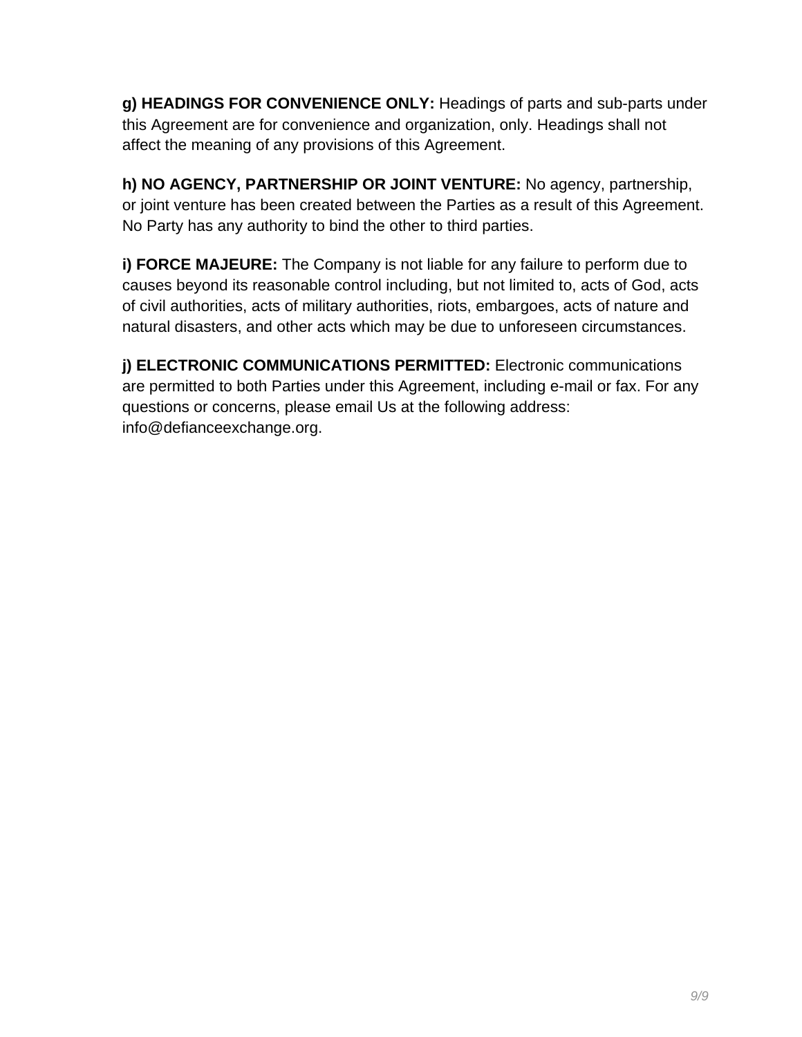**g) HEADINGS FOR CONVENIENCE ONLY:** Headings of parts and sub-parts under this Agreement are for convenience and organization, only. Headings shall not affect the meaning of any provisions of this Agreement.

**h) NO AGENCY, PARTNERSHIP OR JOINT VENTURE:** No agency, partnership, or joint venture has been created between the Parties as a result of this Agreement. No Party has any authority to bind the other to third parties.

**i) FORCE MAJEURE:** The Company is not liable for any failure to perform due to causes beyond its reasonable control including, but not limited to, acts of God, acts of civil authorities, acts of military authorities, riots, embargoes, acts of nature and natural disasters, and other acts which may be due to unforeseen circumstances.

**j) ELECTRONIC COMMUNICATIONS PERMITTED:** Electronic communications are permitted to both Parties under this Agreement, including e-mail or fax. For any questions or concerns, please email Us at the following address: info@defianceexchange.org.